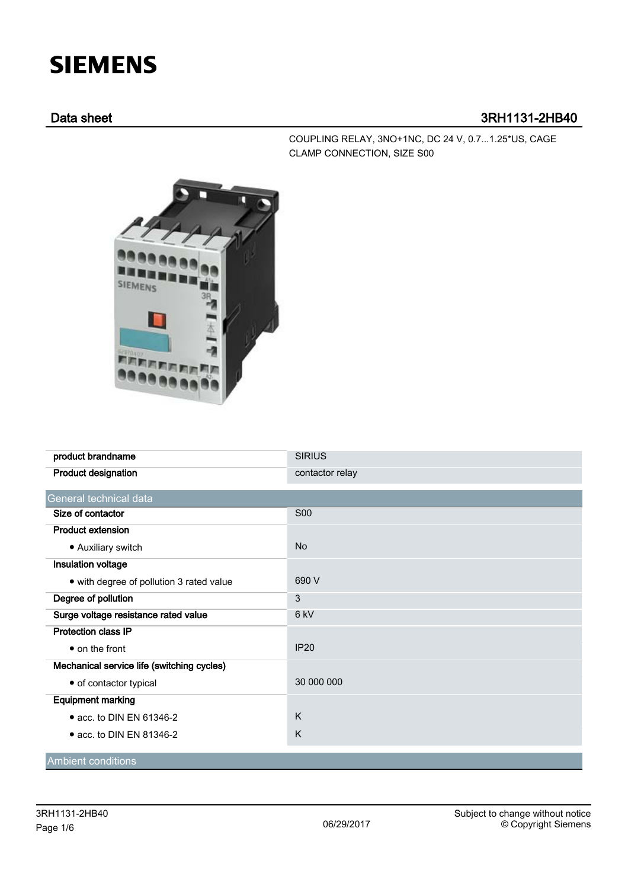# SIEMENS

## Data sheet 3RH1131-2HB40

COUPLING RELAY, 3NO+1NC, DC 24 V, 0.7...1.25*US, CAGE CLAMP CONNECTION, SIZE S00

| | |
|---|---|
| **product brandname** | SIRIUS |
| **Product designation** | contactor relay |

| General technical data | |
|---|---|
| **Size of contactor** | S00 |
| **Product extension** | |
| • Auxiliary switch | No |
| **Insulation voltage** | |
| • with degree of pollution 3 rated value | 690 V |
| **Degree of pollution** | 3 |
| **Surge voltage resistance rated value** | 6 kV |
| **Protection class IP** | |
| • on the front | IP20 |
| **Mechanical service life (switching cycles)** | |
| • of contactor typical | 30 000 000 |
| **Equipment marking** | |
| • acc. to DIN EN 61346-2 | K |
| • acc. to DIN EN 81346-2 | K |

| Ambient conditions |
|---|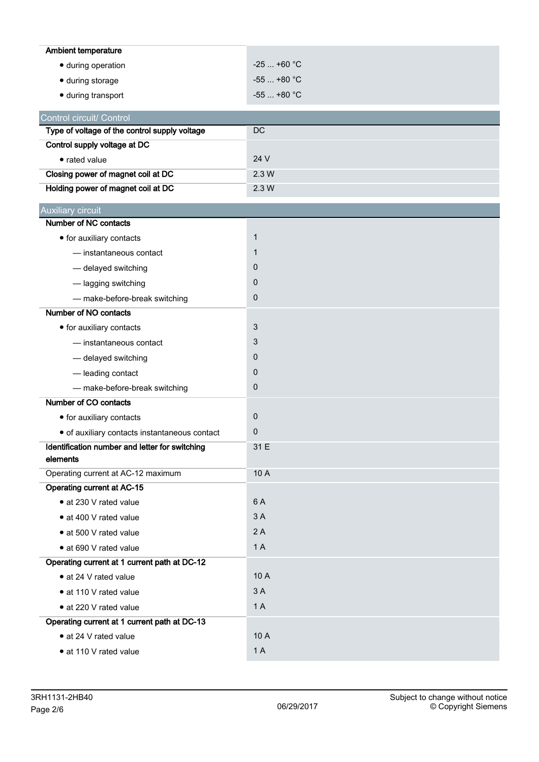| Ambient temperature | |
|---|---|
| • during operation | -25 ... +60 °C |
| • during storage | -55 ... +80 °C |
| • during transport | -55 ... +80 °C |

## Control circuit/ Control

| | |
|---|---|
| **Type of voltage of the control supply voltage** | DC |
| **Control supply voltage at DC** | |
| • rated value | 24 V |
| **Closing power of magnet coil at DC** | 2.3 W |
| **Holding power of magnet coil at DC** | 2.3 W |

## Auxiliary circuit

| | |
|---|---|
| **Number of NC contacts** | |
| • for auxiliary contacts | 1 |
| — instantaneous contact | 1 |
| — delayed switching | 0 |
| — lagging switching | 0 |
| — make-before-break switching | 0 |
| **Number of NO contacts** | |
| • for auxiliary contacts | 3 |
| — instantaneous contact | 3 |
| — delayed switching | 0 |
| — leading contact | 0 |
| — make-before-break switching | 0 |
| **Number of CO contacts** | |
| • for auxiliary contacts | 0 |
| • of auxiliary contacts instantaneous contact | 0 |
| **Identification number and letter for switching elements** | 31 E |
| Operating current at AC-12 maximum | 10 A |
| **Operating current at AC-15** | |
| • at 230 V rated value | 6 A |
| • at 400 V rated value | 3 A |
| • at 500 V rated value | 2 A |
| • at 690 V rated value | 1 A |
| **Operating current at 1 current path at DC-12** | |
| • at 24 V rated value | 10 A |
| • at 110 V rated value | 3 A |
| • at 220 V rated value | 1 A |
| **Operating current at 1 current path at DC-13** | |
| • at 24 V rated value | 10 A |
| • at 110 V rated value | 1 A |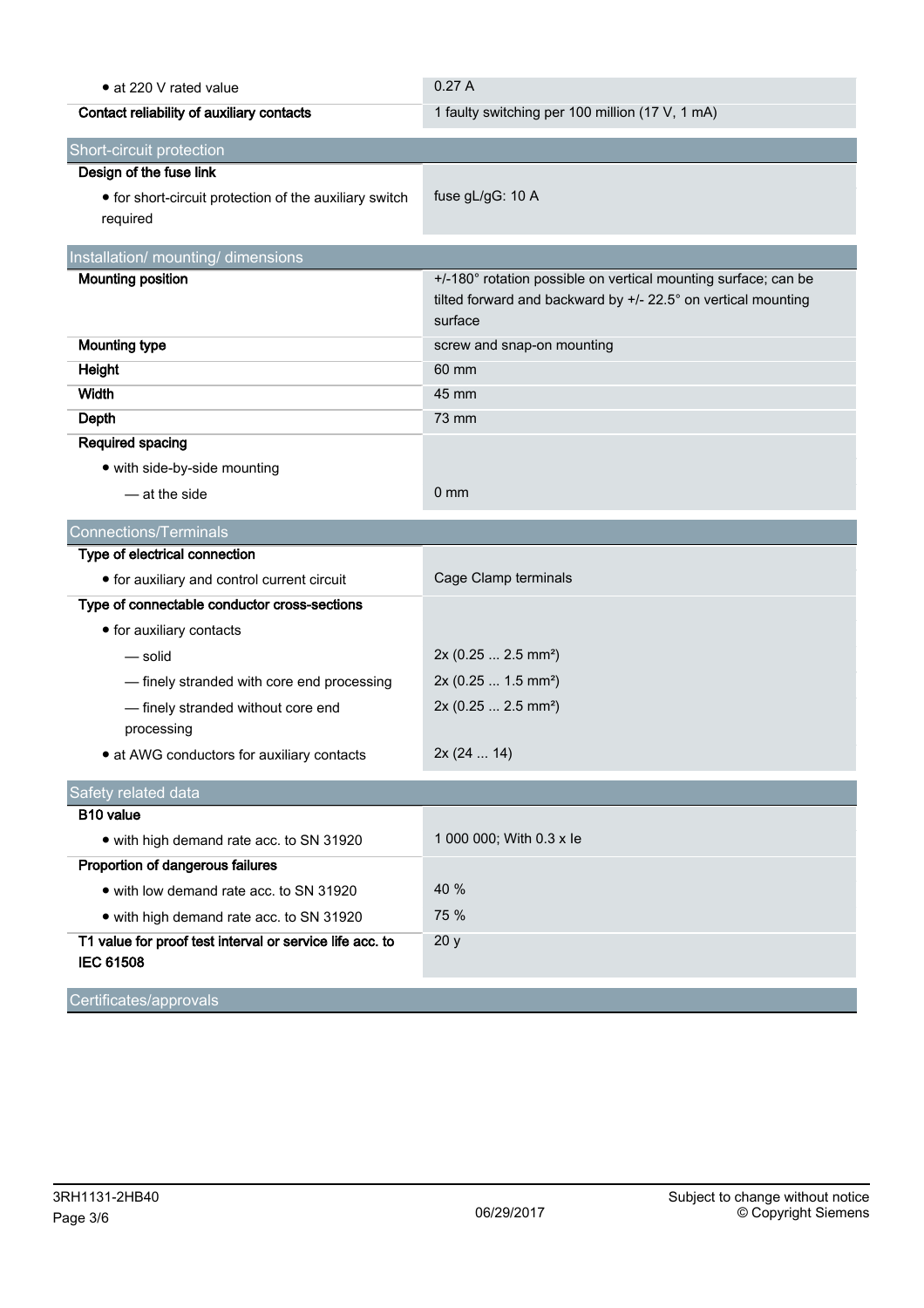| | |
|---|---|
| • at 220 V rated value | 0.27 A |
| **Contact reliability of auxiliary contacts** | 1 faulty switching per 100 million (17 V, 1 mA) |

| Short-circuit protection | |
|---|---|
| **Design of the fuse link** | |
| • for short-circuit protection of the auxiliary switch required | fuse gL/gG: 10 A |

| Installation/ mounting/ dimensions | |
|---|---|
| **Mounting position** | +/-180° rotation possible on vertical mounting surface; can be tilted forward and backward by +/- 22.5° on vertical mounting surface |
| **Mounting type** | screw and snap-on mounting |
| **Height** | 60 mm |
| **Width** | 45 mm |
| **Depth** | 73 mm |
| **Required spacing** | |
| • with side-by-side mounting | |
| — at the side | 0 mm |

| Connections/Terminals | |
|---|---|
| **Type of electrical connection** | |
| • for auxiliary and control current circuit | Cage Clamp terminals |
| **Type of connectable conductor cross-sections** | |
| • for auxiliary contacts | |
| — solid | 2x (0.25 ... 2.5 mm²) |
| — finely stranded with core end processing | 2x (0.25 ... 1.5 mm²) |
| — finely stranded without core end processing | 2x (0.25 ... 2.5 mm²) |
| • at AWG conductors for auxiliary contacts | 2x (24 ... 14) |

| Safety related data | |
|---|---|
| **B10 value** | |
| • with high demand rate acc. to SN 31920 | 1 000 000; With 0.3 x Ie |
| **Proportion of dangerous failures** | |
| • with low demand rate acc. to SN 31920 | 40 % |
| • with high demand rate acc. to SN 31920 | 75 % |
| **T1 value for proof test interval or service life acc. to IEC 61508** | 20 y |

| Certificates/approvals | |
|---|---|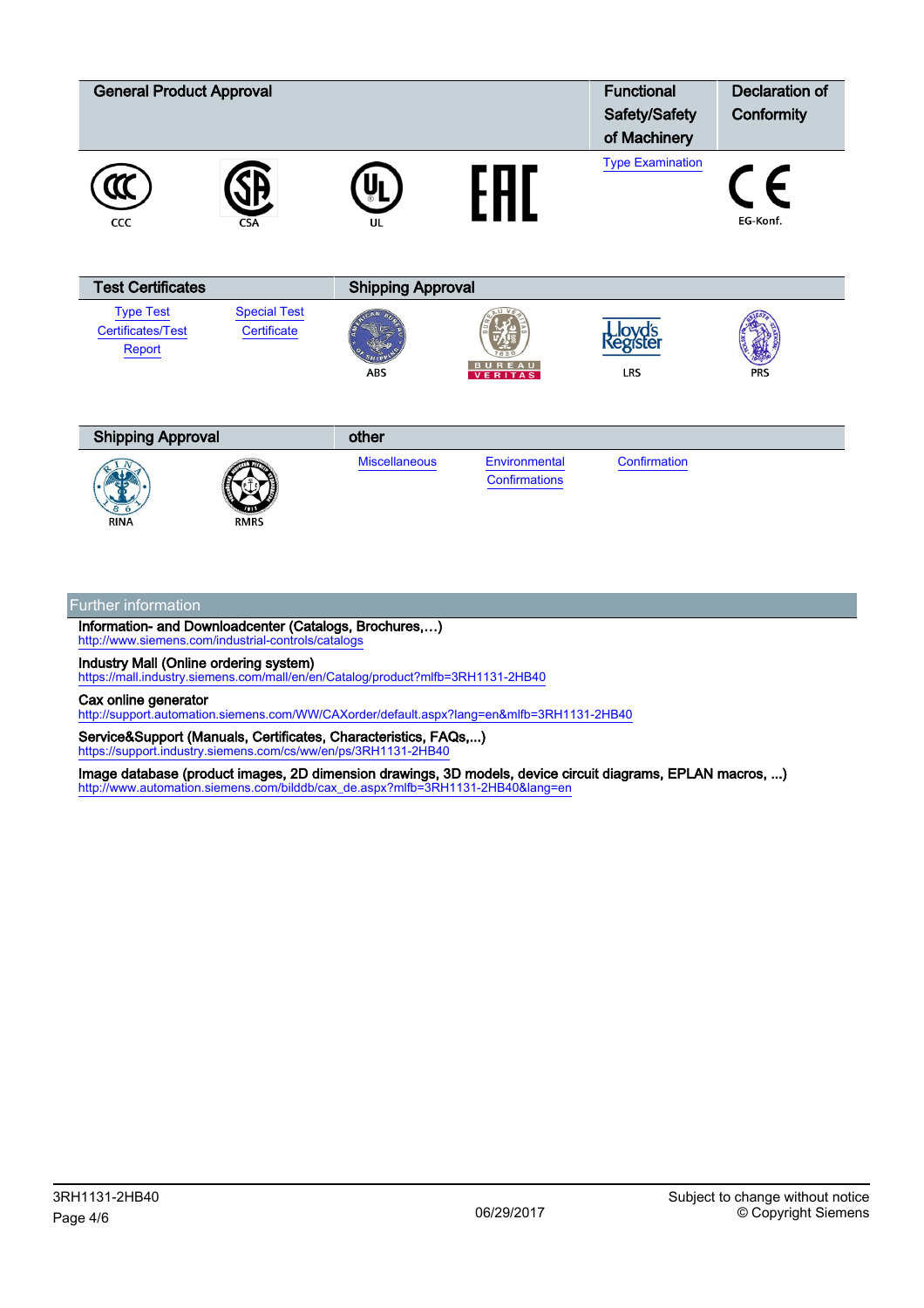| General Product Approval | | | | Functional Safety/Safety of Machinery | Declaration of Conformity |
| --- | --- | --- | --- | --- | --- |
| CCC | CSA | UL | | Type Examination | EG-Konf. |

| Test Certificates | | Shipping Approval | | | |
| --- | --- | --- | --- | --- | --- |
| Type Test Certificates/Test Report | Special Test Certificate | ABS | | LRS | PRS |

| Shipping Approval | | other | | |
| --- | --- | --- | --- | --- |
| RINA | RMRS | Miscellaneous | Environmental Confirmations | Confirmation |

## Further information

**Information- and Downloadcenter (Catalogs, Brochures,…)**
http://www.siemens.com/industrial-controls/catalogs

**Industry Mall (Online ordering system)**
https://mall.industry.siemens.com/mall/en/en/Catalog/product?mlfb=3RH1131-2HB40

**Cax online generator**
http://support.automation.siemens.com/WW/CAXorder/default.aspx?lang=en&mlfb=3RH1131-2HB40

**Service&Support (Manuals, Certificates, Characteristics, FAQs,...)**
https://support.industry.siemens.com/cs/ww/en/ps/3RH1131-2HB40

**Image database (product images, 2D dimension drawings, 3D models, device circuit diagrams, EPLAN macros, ...)**
http://www.automation.siemens.com/bilddb/cax_de.aspx?mlfb=3RH1131-2HB40&lang=en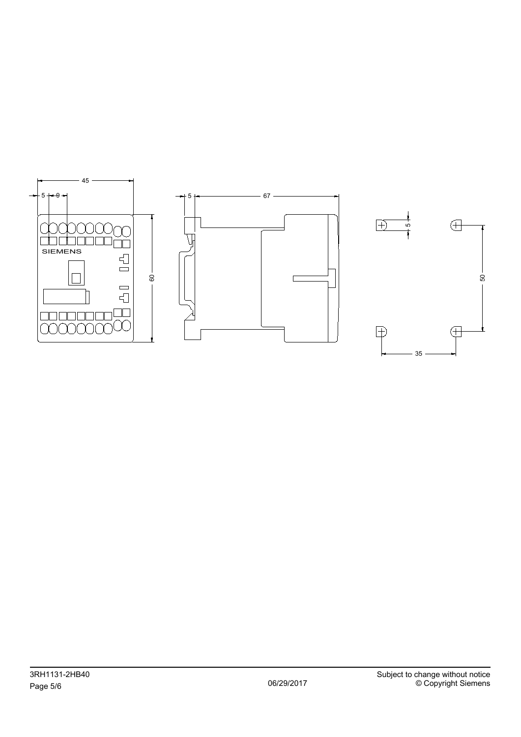45

5 9

SIEMENS

60

5 67

5

50

35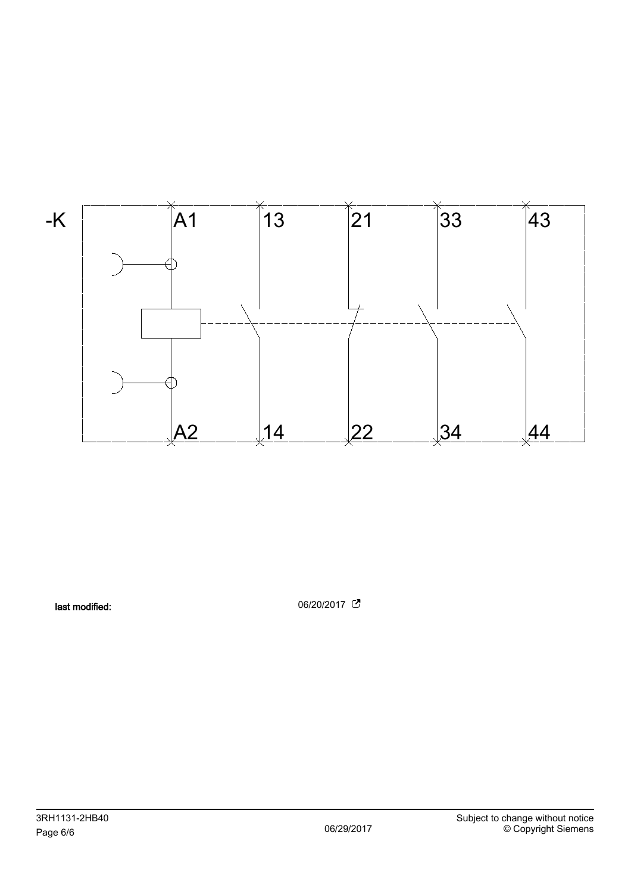-K

A1 13 21 33 43

A2 14 22 34 44

**last modified:** 06/20/2017